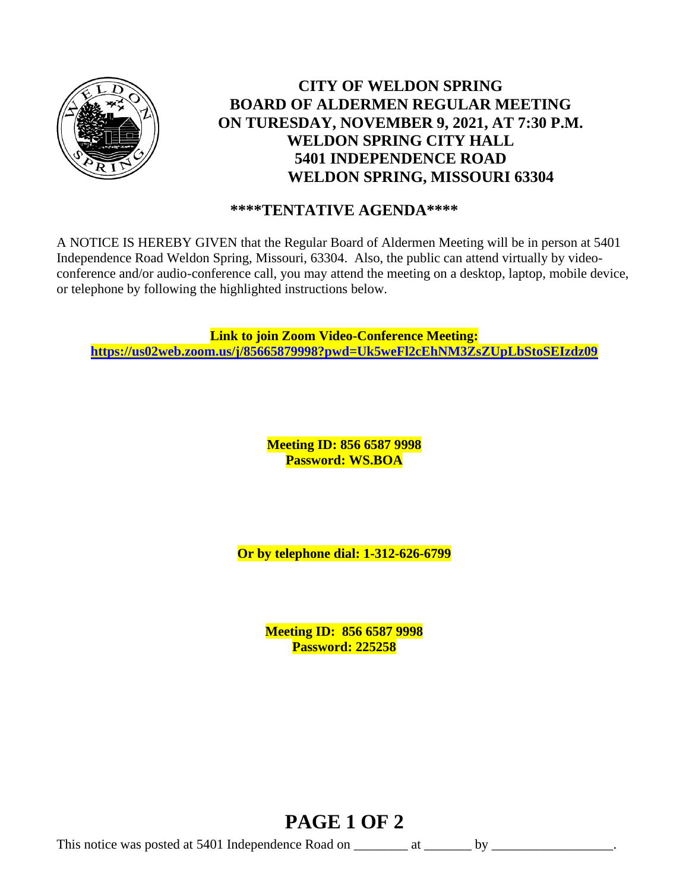# CITY OF WELDON SPRING
## BOARD OF ALDERMEN REGULAR MEETING
## ON TURESDAY, NOVEMBER 9, 2021, AT 7:30 P.M.
## WELDON SPRING CITY HALL
## 5401 INDEPENDENCE ROAD
## WELDON SPRING, MISSOURI 63304

**\*\*\*\*TENTATIVE AGENDA\*\*\*\***

A NOTICE IS HEREBY GIVEN that the Regular Board of Aldermen Meeting will be in person at 5401 Independence Road Weldon Spring, Missouri, 63304. Also, the public can attend virtually by video-conference and/or audio-conference call, you may attend the meeting on a desktop, laptop, mobile device, or telephone by following the highlighted instructions below.

**Link to join Zoom Video-Conference Meeting:**
**https://us02web.zoom.us/j/85665879998?pwd=Uk5weFl2cEhNM3ZsZUpLbStoSEIzdz09**

**Meeting ID: 856 6587 9998**
**Password: WS.BOA**

**Or by telephone dial: 1-312-626-6799**

**Meeting ID: 856 6587 9998**
**Password: 225258**

This notice was posted at 5401 Independence Road on ________ at _______ by _________________.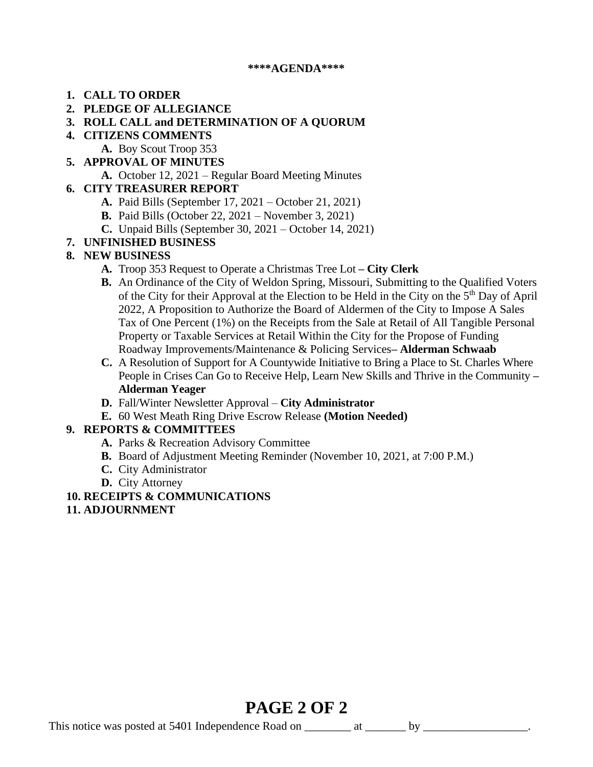**\*\*\*\*AGENDA\*\*\*\***

1. **CALL TO ORDER**
2. **PLEDGE OF ALLEGIANCE**
3. **ROLL CALL and DETERMINATION OF A QUORUM**
4. **CITIZENS COMMENTS**
   - **A.** Boy Scout Troop 353
5. **APPROVAL OF MINUTES**
   - **A.** October 12, 2021 – Regular Board Meeting Minutes
6. **CITY TREASURER REPORT**
   - **A.** Paid Bills (September 17, 2021 – October 21, 2021)
   - **B.** Paid Bills (October 22, 2021 – November 3, 2021)
   - **C.** Unpaid Bills (September 30, 2021 – October 14, 2021)
7. **UNFINISHED BUSINESS**
8. **NEW BUSINESS**
   - **A.** Troop 353 Request to Operate a Christmas Tree Lot **– City Clerk**
   - **B.** An Ordinance of the City of Weldon Spring, Missouri, Submitting to the Qualified Voters of the City for their Approval at the Election to be Held in the City on the 5th Day of April 2022, A Proposition to Authorize the Board of Aldermen of the City to Impose A Sales Tax of One Percent (1%) on the Receipts from the Sale at Retail of All Tangible Personal Property or Taxable Services at Retail Within the City for the Propose of Funding Roadway Improvements/Maintenance & Policing Services**– Alderman Schwaab**
   - **C.** A Resolution of Support for A Countywide Initiative to Bring a Place to St. Charles Where People in Crises Can Go to Receive Help, Learn New Skills and Thrive in the Community **– Alderman Yeager**
   - **D.** Fall/Winter Newsletter Approval – **City Administrator**
   - **E.** 60 West Meath Ring Drive Escrow Release **(Motion Needed)**
9. **REPORTS & COMMITTEES**
   - **A.** Parks & Recreation Advisory Committee
   - **B.** Board of Adjustment Meeting Reminder (November 10, 2021, at 7:00 P.M.)
   - **C.** City Administrator
   - **D.** City Attorney
10. **RECEIPTS & COMMUNICATIONS**
11. **ADJOURNMENT**

This notice was posted at 5401 Independence Road on ________ at _______ by _________________.